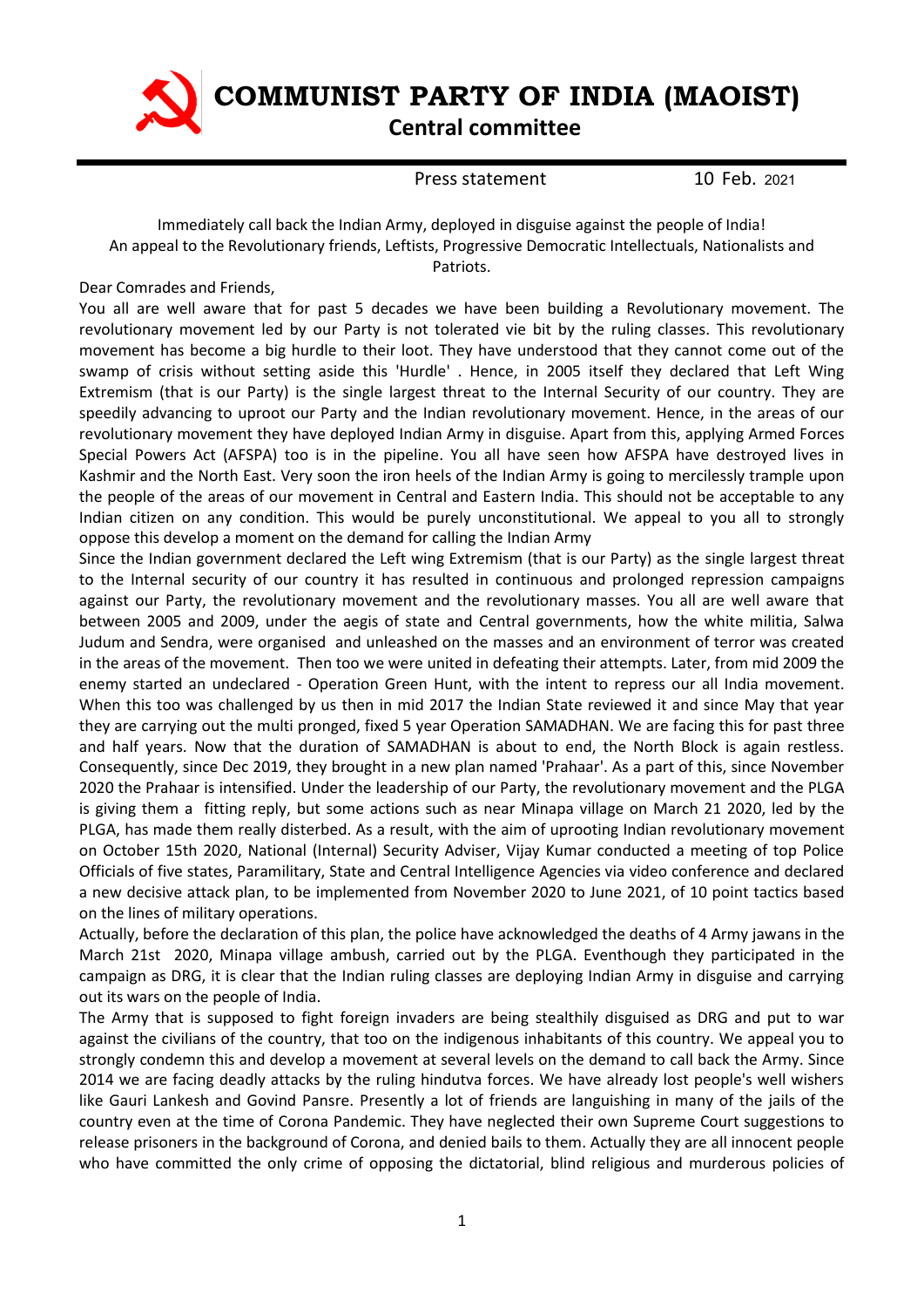# COMMUNIST PARTY OF INDIA (MAOIST)

## Central committee

Press statement 10 Feb. 2021

Immediately call back the Indian Army, deployed in disguise against the people of India!
An appeal to the Revolutionary friends, Leftists, Progressive Democratic Intellectuals, Nationalists and Patriots.

Dear Comrades and Friends,

You all are well aware that for past 5 decades we have been building a Revolutionary movement. The revolutionary movement led by our Party is not tolerated vie bit by the ruling classes. This revolutionary movement has become a big hurdle to their loot. They have understood that they cannot come out of the swamp of crisis without setting aside this 'Hurdle' . Hence, in 2005 itself they declared that Left Wing Extremism (that is our Party) is the single largest threat to the Internal Security of our country. They are speedily advancing to uproot our Party and the Indian revolutionary movement. Hence, in the areas of our revolutionary movement they have deployed Indian Army in disguise. Apart from this, applying Armed Forces Special Powers Act (AFSPA) too is in the pipeline. You all have seen how AFSPA have destroyed lives in Kashmir and the North East. Very soon the iron heels of the Indian Army is going to mercilessly trample upon the people of the areas of our movement in Central and Eastern India. This should not be acceptable to any Indian citizen on any condition. This would be purely unconstitutional. We appeal to you all to strongly oppose this develop a moment on the demand for calling the Indian Army

Since the Indian government declared the Left wing Extremism (that is our Party) as the single largest threat to the Internal security of our country it has resulted in continuous and prolonged repression campaigns against our Party, the revolutionary movement and the revolutionary masses. You all are well aware that between 2005 and 2009, under the aegis of state and Central governments, how the white militia, Salwa Judum and Sendra, were organised and unleashed on the masses and an environment of terror was created in the areas of the movement. Then too we were united in defeating their attempts. Later, from mid 2009 the enemy started an undeclared - Operation Green Hunt, with the intent to repress our all India movement. When this too was challenged by us then in mid 2017 the Indian State reviewed it and since May that year they are carrying out the multi pronged, fixed 5 year Operation SAMADHAN. We are facing this for past three and half years. Now that the duration of SAMADHAN is about to end, the North Block is again restless. Consequently, since Dec 2019, they brought in a new plan named 'Prahaar'. As a part of this, since November 2020 the Prahaar is intensified. Under the leadership of our Party, the revolutionary movement and the PLGA is giving them a fitting reply, but some actions such as near Minapa village on March 21 2020, led by the PLGA, has made them really disterbed. As a result, with the aim of uprooting Indian revolutionary movement on October 15th 2020, National (Internal) Security Adviser, Vijay Kumar conducted a meeting of top Police Officials of five states, Paramilitary, State and Central Intelligence Agencies via video conference and declared a new decisive attack plan, to be implemented from November 2020 to June 2021, of 10 point tactics based on the lines of military operations.

Actually, before the declaration of this plan, the police have acknowledged the deaths of 4 Army jawans in the March 21st 2020, Minapa village ambush, carried out by the PLGA. Eventhough they participated in the campaign as DRG, it is clear that the Indian ruling classes are deploying Indian Army in disguise and carrying out its wars on the people of India.

The Army that is supposed to fight foreign invaders are being stealthily disguised as DRG and put to war against the civilians of the country, that too on the indigenous inhabitants of this country. We appeal you to strongly condemn this and develop a movement at several levels on the demand to call back the Army. Since 2014 we are facing deadly attacks by the ruling hindutva forces. We have already lost people's well wishers like Gauri Lankesh and Govind Pansre. Presently a lot of friends are languishing in many of the jails of the country even at the time of Corona Pandemic. They have neglected their own Supreme Court suggestions to release prisoners in the background of Corona, and denied bails to them. Actually they are all innocent people who have committed the only crime of opposing the dictatorial, blind religious and murderous policies of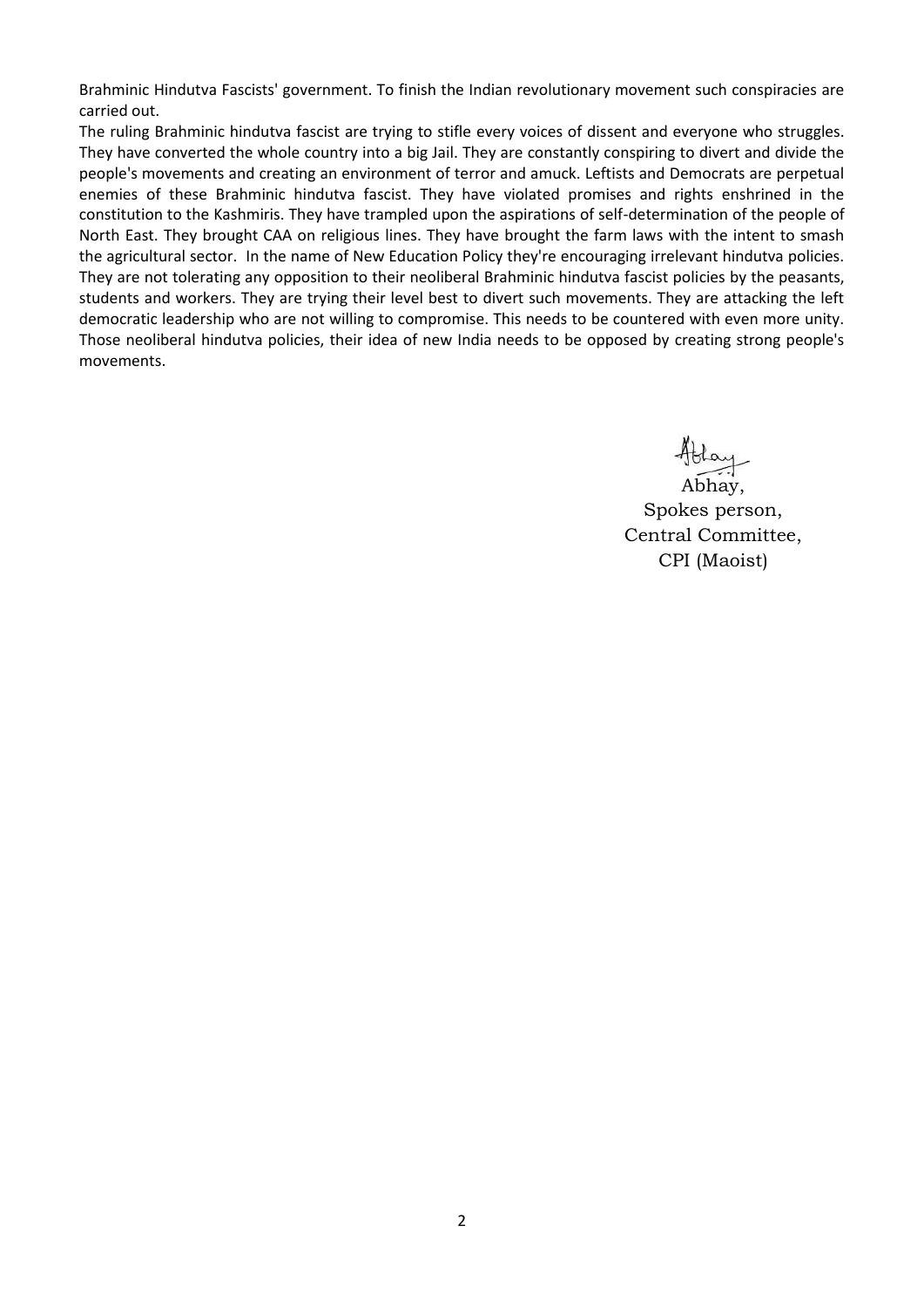Brahminic Hindutva Fascists' government. To finish the Indian revolutionary movement such conspiracies are carried out.

The ruling Brahminic hindutva fascist are trying to stifle every voices of dissent and everyone who struggles. They have converted the whole country into a big Jail. They are constantly conspiring to divert and divide the people's movements and creating an environment of terror and amuck. Leftists and Democrats are perpetual enemies of these Brahminic hindutva fascist. They have violated promises and rights enshrined in the constitution to the Kashmiris. They have trampled upon the aspirations of self-determination of the people of North East. They brought CAA on religious lines. They have brought the farm laws with the intent to smash the agricultural sector. In the name of New Education Policy they're encouraging irrelevant hindutva policies. They are not tolerating any opposition to their neoliberal Brahminic hindutva fascist policies by the peasants, students and workers. They are trying their level best to divert such movements. They are attacking the left democratic leadership who are not willing to compromise. This needs to be countered with even more unity. Those neoliberal hindutva policies, their idea of new India needs to be opposed by creating strong people's movements.

Abhay

Abhay,
Spokes person,
Central Committee,
CPI (Maoist)